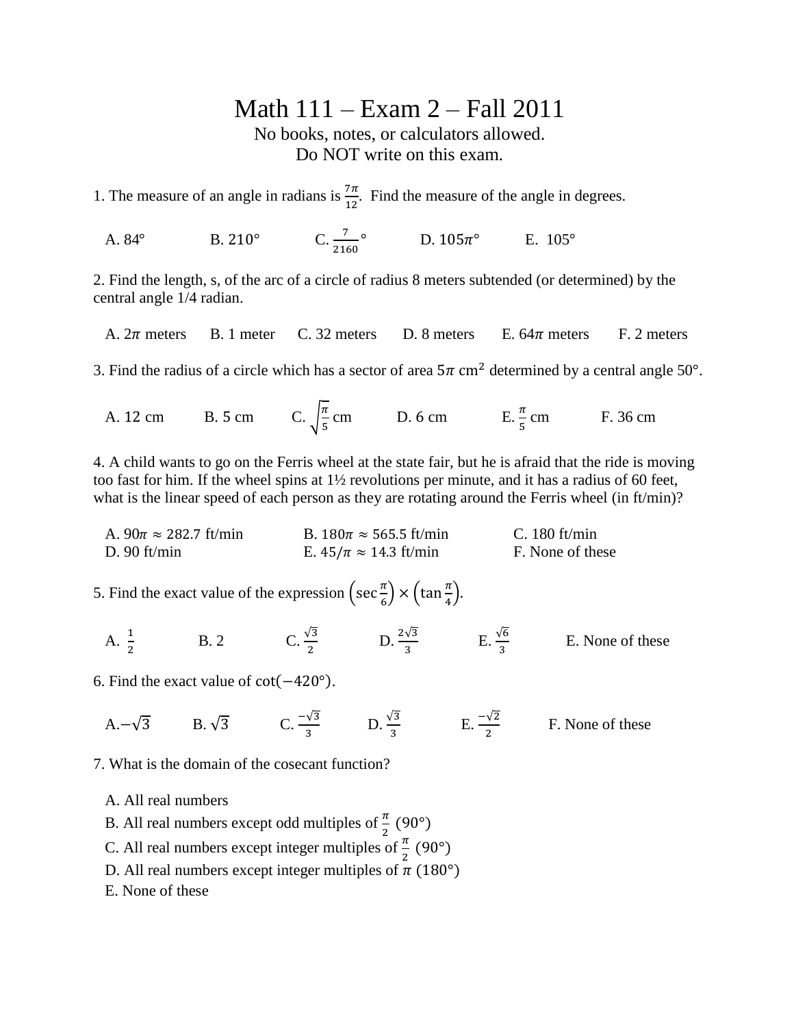# Math 111 – Exam 2 – Fall 2011

No books, notes, or calculators allowed.
Do NOT write on this exam.

1. The measure of an angle in radians is $\frac{7\pi}{12}$. Find the measure of the angle in degrees.

A. 84° B. $210°$ C. $\frac{7}{2160}°$ D. $105\pi°$ E. 105°

2. Find the length, s, of the arc of a circle of radius 8 meters subtended (or determined) by the central angle 1/4 radian.

A. $2\pi$ meters B. 1 meter C. 32 meters D. 8 meters E. $64\pi$ meters F. 2 meters

3. Find the radius of a circle which has a sector of area $5\pi$ cm$^2$ determined by a central angle 50°.

A. 12 cm B. 5 cm C. $\sqrt{\frac{\pi}{5}}$ cm D. 6 cm E. $\frac{\pi}{5}$ cm F. 36 cm

4. A child wants to go on the Ferris wheel at the state fair, but he is afraid that the ride is moving too fast for him. If the wheel spins at 1½ revolutions per minute, and it has a radius of 60 feet, what is the linear speed of each person as they are rotating around the Ferris wheel (in ft/min)?

A. $90\pi \approx 282.7$ ft/min B. $180\pi \approx 565.5$ ft/min C. 180 ft/min
D. 90 ft/min E. $45/\pi \approx 14.3$ ft/min F. None of these

5. Find the exact value of the expression $\left(\sec\frac{\pi}{6}\right) \times \left(\tan\frac{\pi}{4}\right)$.

A. $\frac{1}{2}$ B. 2 C. $\frac{\sqrt{3}}{2}$ D. $\frac{2\sqrt{3}}{3}$ E. $\frac{\sqrt{6}}{3}$ E. None of these

6. Find the exact value of $\cot(-420°)$.

A. $-\sqrt{3}$ B. $\sqrt{3}$ C. $\frac{-\sqrt{3}}{3}$ D. $\frac{\sqrt{3}}{3}$ E. $\frac{-\sqrt{2}}{2}$ F. None of these

7. What is the domain of the cosecant function?

A. All real numbers
B. All real numbers except odd multiples of $\frac{\pi}{2}$ (90°)
C. All real numbers except integer multiples of $\frac{\pi}{2}$ (90°)
D. All real numbers except integer multiples of $\pi$ (180°)
E. None of these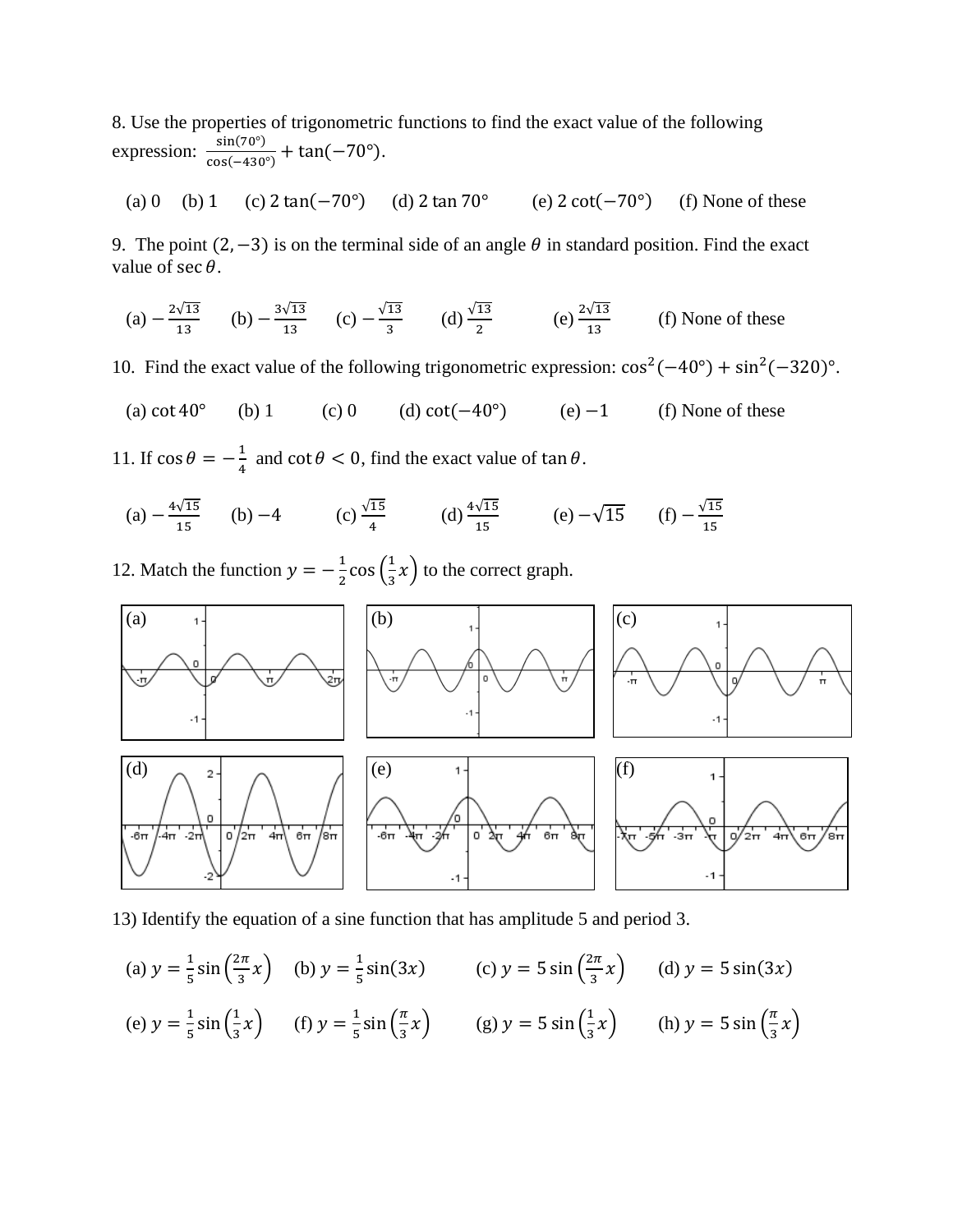8. Use the properties of trigonometric functions to find the exact value of the following expression: $\frac{\sin(70°)}{\cos(-430°)} + \tan(-70°)$.

(a) 0 (b) 1 (c) $2\tan(-70°)$ (d) $2\tan 70°$ (e) $2\cot(-70°)$ (f) None of these

9. The point $(2, -3)$ is on the terminal side of an angle $\theta$ in standard position. Find the exact value of $\sec\theta$.

(a) $-\frac{2\sqrt{13}}{13}$ (b) $-\frac{3\sqrt{13}}{13}$ (c) $-\frac{\sqrt{13}}{3}$ (d) $\frac{\sqrt{13}}{2}$ (e) $\frac{2\sqrt{13}}{13}$ (f) None of these

10. Find the exact value of the following trigonometric expression: $\cos^2(-40°) + \sin^2(-320)°$.

(a) $\cot 40°$ (b) 1 (c) 0 (d) $\cot(-40°)$ (e) $-1$ (f) None of these

11. If $\cos\theta = -\frac{1}{4}$ and $\cot\theta < 0$, find the exact value of $\tan\theta$.

(a) $-\frac{4\sqrt{15}}{15}$ (b) $-4$ (c) $\frac{\sqrt{15}}{4}$ (d) $\frac{4\sqrt{15}}{15}$ (e) $-\sqrt{15}$ (f) $-\frac{\sqrt{15}}{15}$

12. Match the function $y = -\frac{1}{2}\cos\left(\frac{1}{3}x\right)$ to the correct graph.

(a) (b) (c)

(d) (e) (f)

13) Identify the equation of a sine function that has amplitude 5 and period 3.

(a) $y = \frac{1}{5}\sin\left(\frac{2\pi}{3}x\right)$ (b) $y = \frac{1}{5}\sin(3x)$ (c) $y = 5\sin\left(\frac{2\pi}{3}x\right)$ (d) $y = 5\sin(3x)$

(e) $y = \frac{1}{5}\sin\left(\frac{1}{3}x\right)$ (f) $y = \frac{1}{5}\sin\left(\frac{\pi}{3}x\right)$ (g) $y = 5\sin\left(\frac{1}{3}x\right)$ (h) $y = 5\sin\left(\frac{\pi}{3}x\right)$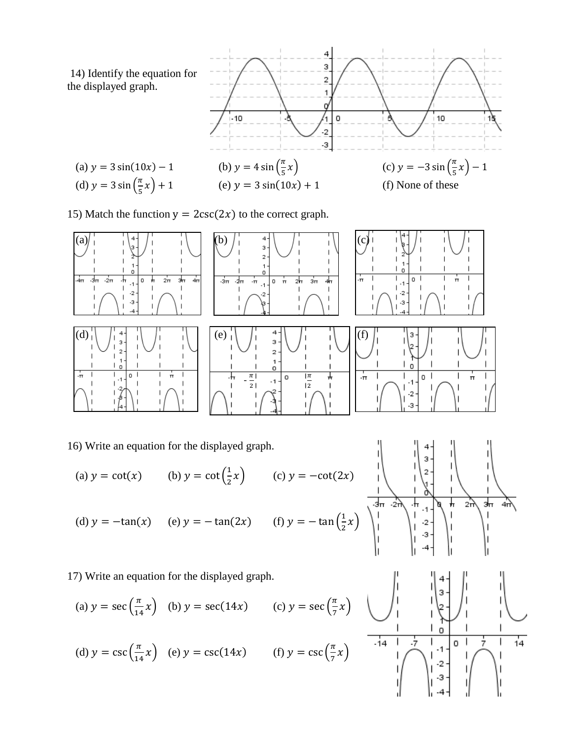14) Identify the equation for the displayed graph.

(a) $y = 3\sin(10x) - 1$ (b) $y = 4\sin\left(\frac{\pi}{5}x\right)$ (c) $y = -3\sin\left(\frac{\pi}{5}x\right) - 1$

(d) $y = 3\sin\left(\frac{\pi}{5}x\right) + 1$ (e) $y = 3\sin(10x) + 1$ (f) None of these

15) Match the function $y = 2\csc(2x)$ to the correct graph.

(a) (b) (c)

(d) (e) (f)

16) Write an equation for the displayed graph.

(a) $y = \cot(x)$ (b) $y = \cot\left(\frac{1}{2}x\right)$ (c) $y = -\cot(2x)$

(d) $y = -\tan(x)$ (e) $y = -\tan(2x)$ (f) $y = -\tan\left(\frac{1}{2}x\right)$

17) Write an equation for the displayed graph.

(a) $y = \sec\left(\frac{\pi}{14}x\right)$ (b) $y = \sec(14x)$ (c) $y = \sec\left(\frac{\pi}{7}x\right)$

(d) $y = \csc\left(\frac{\pi}{14}x\right)$ (e) $y = \csc(14x)$ (f) $y = \csc\left(\frac{\pi}{7}x\right)$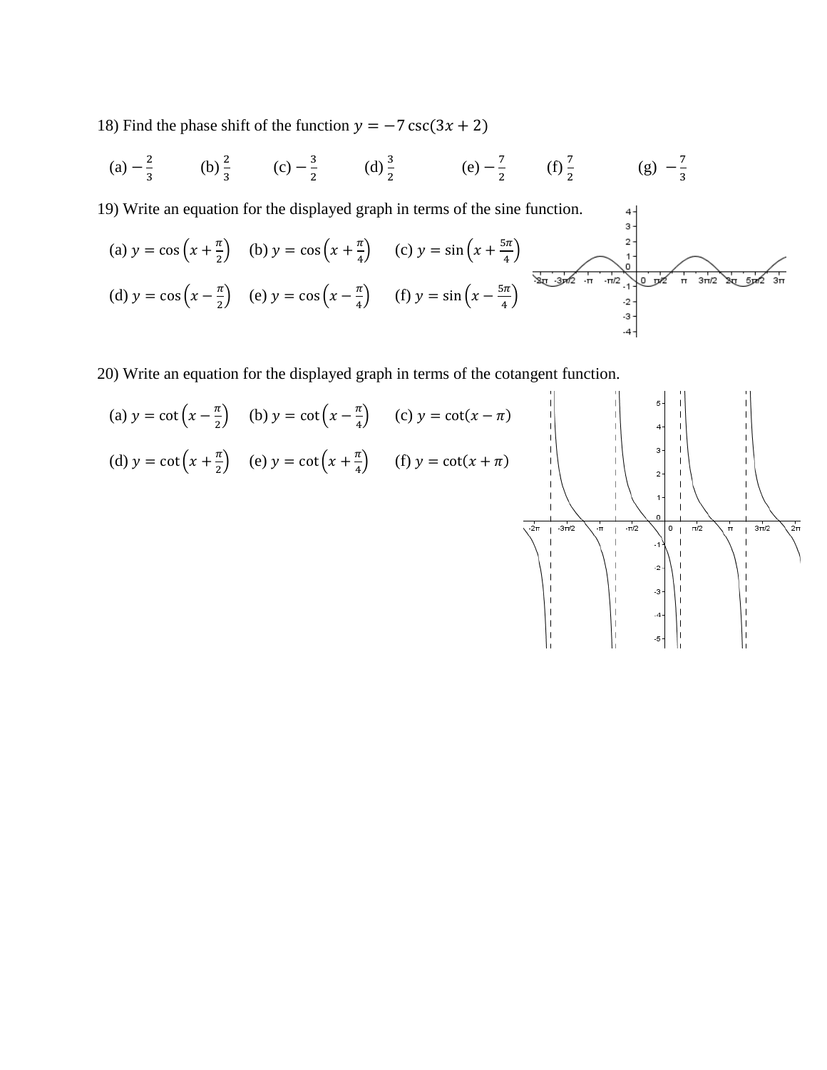18) Find the phase shift of the function $y = -7\csc(3x + 2)$

(a) $-\frac{2}{3}$ (b) $\frac{2}{3}$ (c) $-\frac{3}{2}$ (d) $\frac{3}{2}$ (e) $-\frac{7}{2}$ (f) $\frac{7}{2}$ (g) $-\frac{7}{3}$

19) Write an equation for the displayed graph in terms of the sine function.

(a) $y = \cos\left(x + \frac{\pi}{2}\right)$ (b) $y = \cos\left(x + \frac{\pi}{4}\right)$ (c) $y = \sin\left(x + \frac{5\pi}{4}\right)$

(d) $y = \cos\left(x - \frac{\pi}{2}\right)$ (e) $y = \cos\left(x - \frac{\pi}{4}\right)$ (f) $y = \sin\left(x - \frac{5\pi}{4}\right)$

20) Write an equation for the displayed graph in terms of the cotangent function.

(a) $y = \cot\left(x - \frac{\pi}{2}\right)$ (b) $y = \cot\left(x - \frac{\pi}{4}\right)$ (c) $y = \cot(x - \pi)$

(d) $y = \cot\left(x + \frac{\pi}{2}\right)$ (e) $y = \cot\left(x + \frac{\pi}{4}\right)$ (f) $y = \cot(x + \pi)$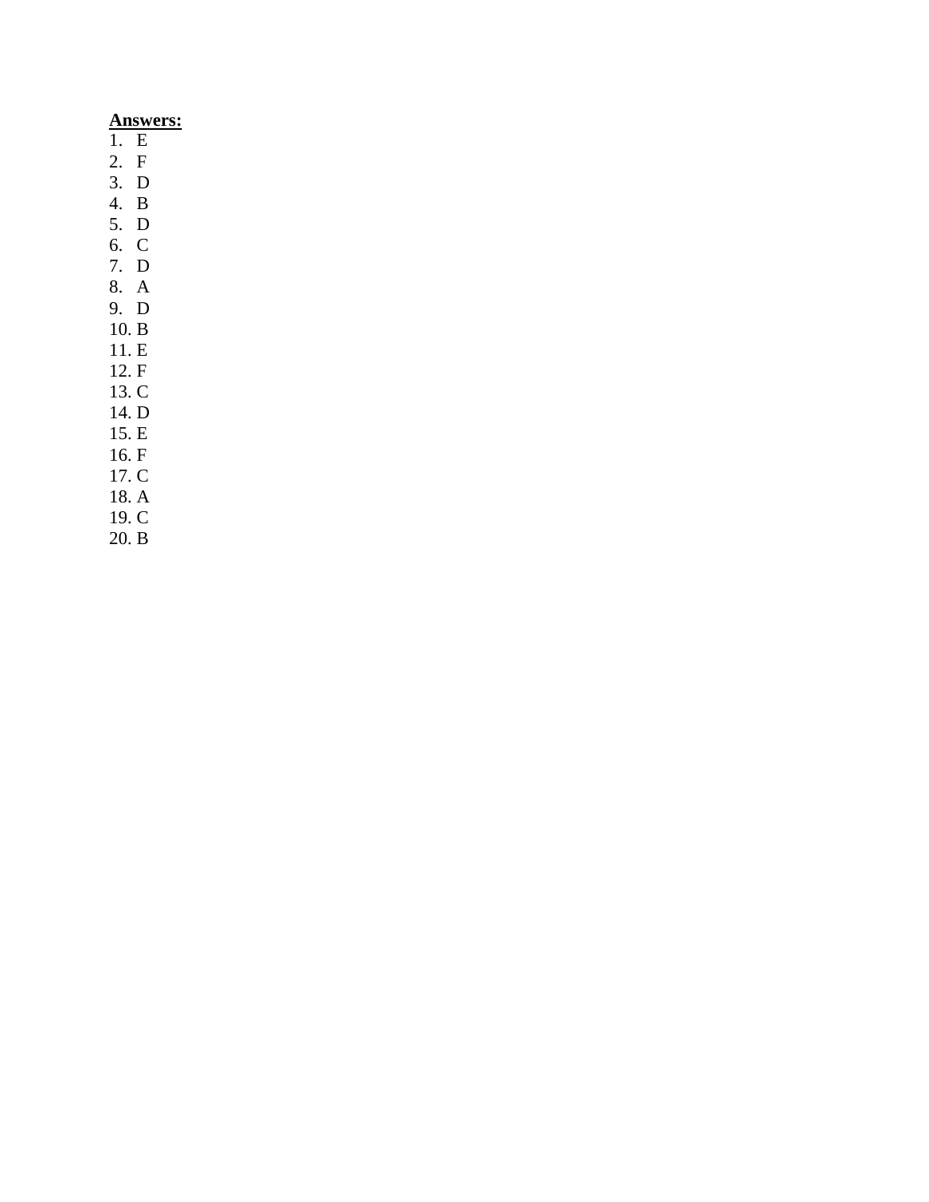**Answers:**

1. E
2. F
3. D
4. B
5. D
6. C
7. D
8. A
9. D
10. B
11. E
12. F
13. C
14. D
15. E
16. F
17. C
18. A
19. C
20. B